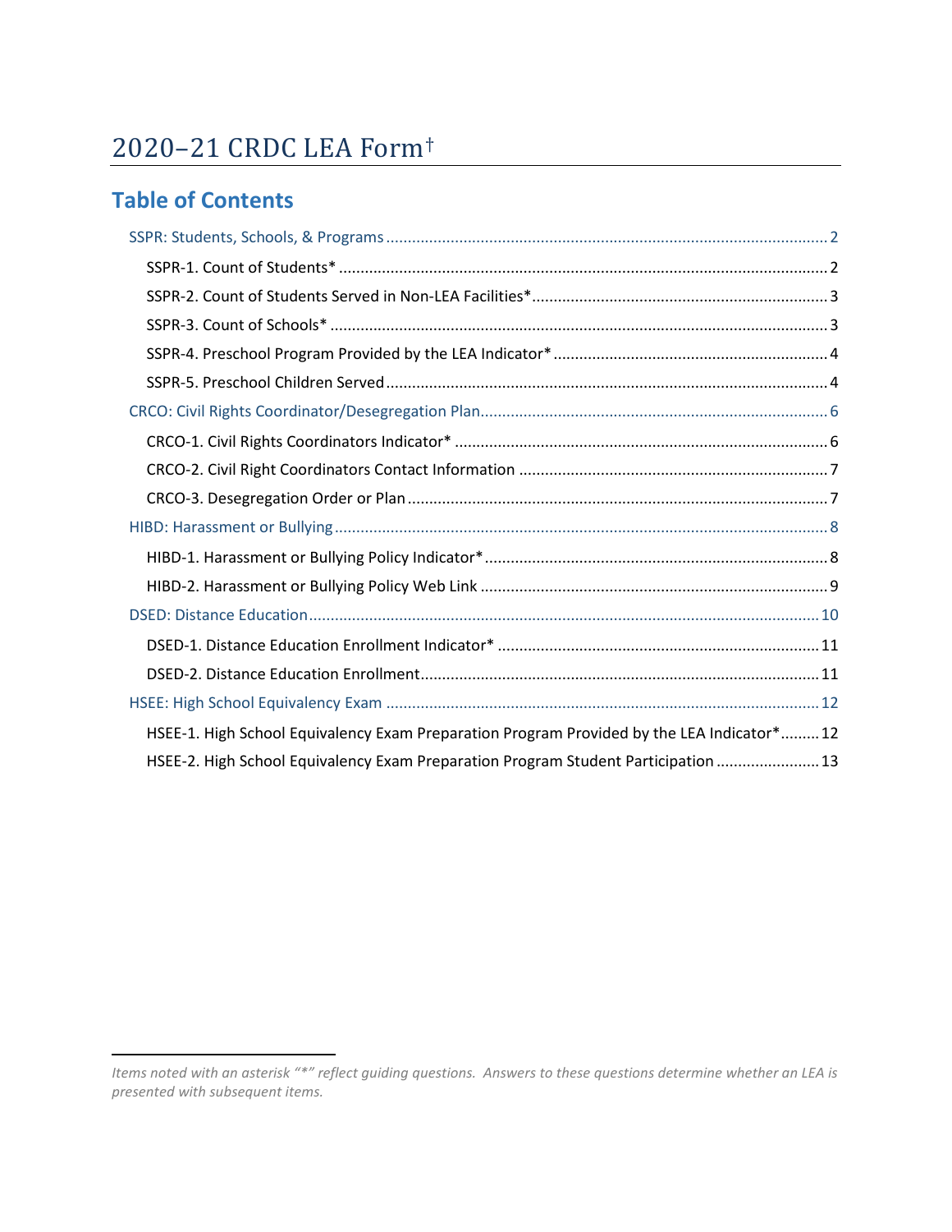# 2020–21 CRDC LEA Form†

## Table of Contents

- SSPR: Students, Schools, & Programs ..... 2
  - SSPR-1. Count of Students* ..... 2
  - SSPR-2. Count of Students Served in Non-LEA Facilities* ..... 3
  - SSPR-3. Count of Schools* ..... 3
  - SSPR-4. Preschool Program Provided by the LEA Indicator* ..... 4
  - SSPR-5. Preschool Children Served ..... 4
- CRCO: Civil Rights Coordinator/Desegregation Plan ..... 6
  - CRCO-1. Civil Rights Coordinators Indicator* ..... 6
  - CRCO-2. Civil Right Coordinators Contact Information ..... 7
  - CRCO-3. Desegregation Order or Plan ..... 7
- HIBD: Harassment or Bullying ..... 8
  - HIBD-1. Harassment or Bullying Policy Indicator* ..... 8
  - HIBD-2. Harassment or Bullying Policy Web Link ..... 9
- DSED: Distance Education ..... 10
  - DSED-1. Distance Education Enrollment Indicator* ..... 11
  - DSED-2. Distance Education Enrollment ..... 11
- HSEE: High School Equivalency Exam ..... 12
  - HSEE-1. High School Equivalency Exam Preparation Program Provided by the LEA Indicator* ..... 12
  - HSEE-2. High School Equivalency Exam Preparation Program Student Participation ..... 13

---

*Items noted with an asterisk "*" reflect guiding questions. Answers to these questions determine whether an LEA is presented with subsequent items.*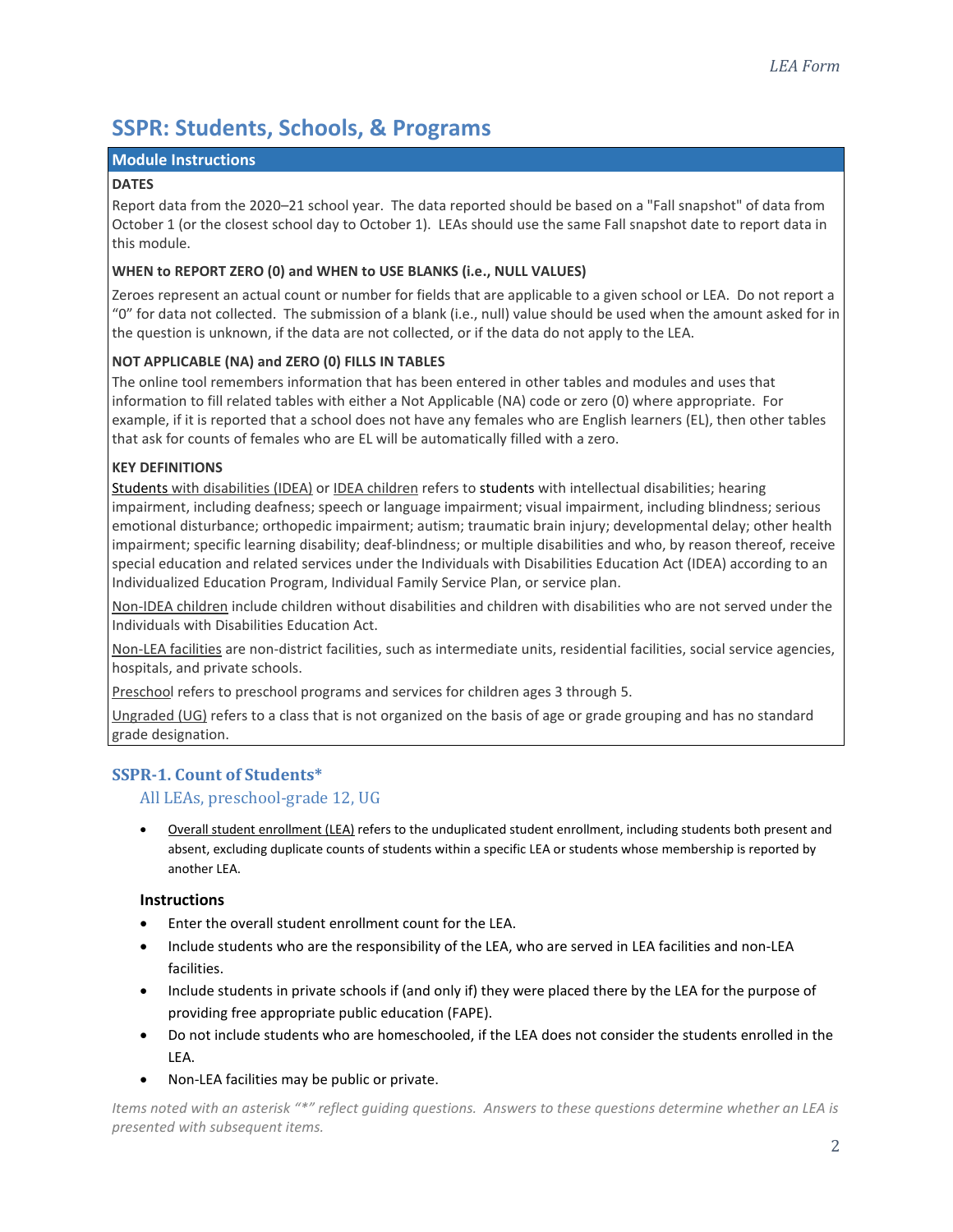# SSPR: Students, Schools, & Programs

## Module Instructions

**DATES**

Report data from the 2020–21 school year. The data reported should be based on a "Fall snapshot" of data from October 1 (or the closest school day to October 1). LEAs should use the same Fall snapshot date to report data in this module.

**WHEN to REPORT ZERO (0) and WHEN to USE BLANKS (i.e., NULL VALUES)**

Zeroes represent an actual count or number for fields that are applicable to a given school or LEA. Do not report a "0" for data not collected. The submission of a blank (i.e., null) value should be used when the amount asked for in the question is unknown, if the data are not collected, or if the data do not apply to the LEA.

**NOT APPLICABLE (NA) and ZERO (0) FILLS IN TABLES**

The online tool remembers information that has been entered in other tables and modules and uses that information to fill related tables with either a Not Applicable (NA) code or zero (0) where appropriate. For example, if it is reported that a school does not have any females who are English learners (EL), then other tables that ask for counts of females who are EL will be automatically filled with a zero.

**KEY DEFINITIONS**

Students with disabilities (IDEA) or IDEA children refers to students with intellectual disabilities; hearing impairment, including deafness; speech or language impairment; visual impairment, including blindness; serious emotional disturbance; orthopedic impairment; autism; traumatic brain injury; developmental delay; other health impairment; specific learning disability; deaf-blindness; or multiple disabilities and who, by reason thereof, receive special education and related services under the Individuals with Disabilities Education Act (IDEA) according to an Individualized Education Program, Individual Family Service Plan, or service plan.

Non-IDEA children include children without disabilities and children with disabilities who are not served under the Individuals with Disabilities Education Act.

Non-LEA facilities are non-district facilities, such as intermediate units, residential facilities, social service agencies, hospitals, and private schools.

Preschool refers to preschool programs and services for children ages 3 through 5.

Ungraded (UG) refers to a class that is not organized on the basis of age or grade grouping and has no standard grade designation.

## SSPR-1. Count of Students*

### All LEAs, preschool-grade 12, UG

- Overall student enrollment (LEA) refers to the unduplicated student enrollment, including students both present and absent, excluding duplicate counts of students within a specific LEA or students whose membership is reported by another LEA.

#### Instructions

- Enter the overall student enrollment count for the LEA.
- Include students who are the responsibility of the LEA, who are served in LEA facilities and non-LEA facilities.
- Include students in private schools if (and only if) they were placed there by the LEA for the purpose of providing free appropriate public education (FAPE).
- Do not include students who are homeschooled, if the LEA does not consider the students enrolled in the LEA.
- Non-LEA facilities may be public or private.

*Items noted with an asterisk "*" reflect guiding questions. Answers to these questions determine whether an LEA is presented with subsequent items.*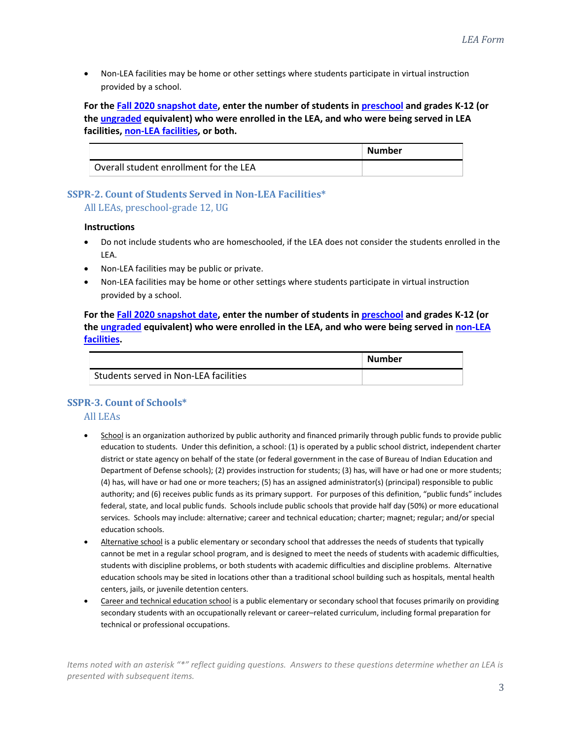- Non-LEA facilities may be home or other settings where students participate in virtual instruction provided by a school.

**For the Fall 2020 snapshot date, enter the number of students in preschool and grades K-12 (or the ungraded equivalent) who were enrolled in the LEA, and who were being served in LEA facilities, non-LEA facilities, or both.**

| | Number |
|---|---|
| Overall student enrollment for the LEA | |

### SSPR-2. Count of Students Served in Non-LEA Facilities*

All LEAs, preschool-grade 12, UG

**Instructions**

- Do not include students who are homeschooled, if the LEA does not consider the students enrolled in the LEA.
- Non-LEA facilities may be public or private.
- Non-LEA facilities may be home or other settings where students participate in virtual instruction provided by a school.

**For the Fall 2020 snapshot date, enter the number of students in preschool and grades K-12 (or the ungraded equivalent) who were enrolled in the LEA, and who were being served in non-LEA facilities.**

| | Number |
|---|---|
| Students served in Non-LEA facilities | |

### SSPR-3. Count of Schools*

All LEAs

- School is an organization authorized by public authority and financed primarily through public funds to provide public education to students. Under this definition, a school: (1) is operated by a public school district, independent charter district or state agency on behalf of the state (or federal government in the case of Bureau of Indian Education and Department of Defense schools); (2) provides instruction for students; (3) has, will have or had one or more students; (4) has, will have or had one or more teachers; (5) has an assigned administrator(s) (principal) responsible to public authority; and (6) receives public funds as its primary support. For purposes of this definition, "public funds" includes federal, state, and local public funds. Schools include public schools that provide half day (50%) or more educational services. Schools may include: alternative; career and technical education; charter; magnet; regular; and/or special education schools.
- Alternative school is a public elementary or secondary school that addresses the needs of students that typically cannot be met in a regular school program, and is designed to meet the needs of students with academic difficulties, students with discipline problems, or both students with academic difficulties and discipline problems. Alternative education schools may be sited in locations other than a traditional school building such as hospitals, mental health centers, jails, or juvenile detention centers.
- Career and technical education school is a public elementary or secondary school that focuses primarily on providing secondary students with an occupationally relevant or career–related curriculum, including formal preparation for technical or professional occupations.

*Items noted with an asterisk "*" reflect guiding questions. Answers to these questions determine whether an LEA is presented with subsequent items.*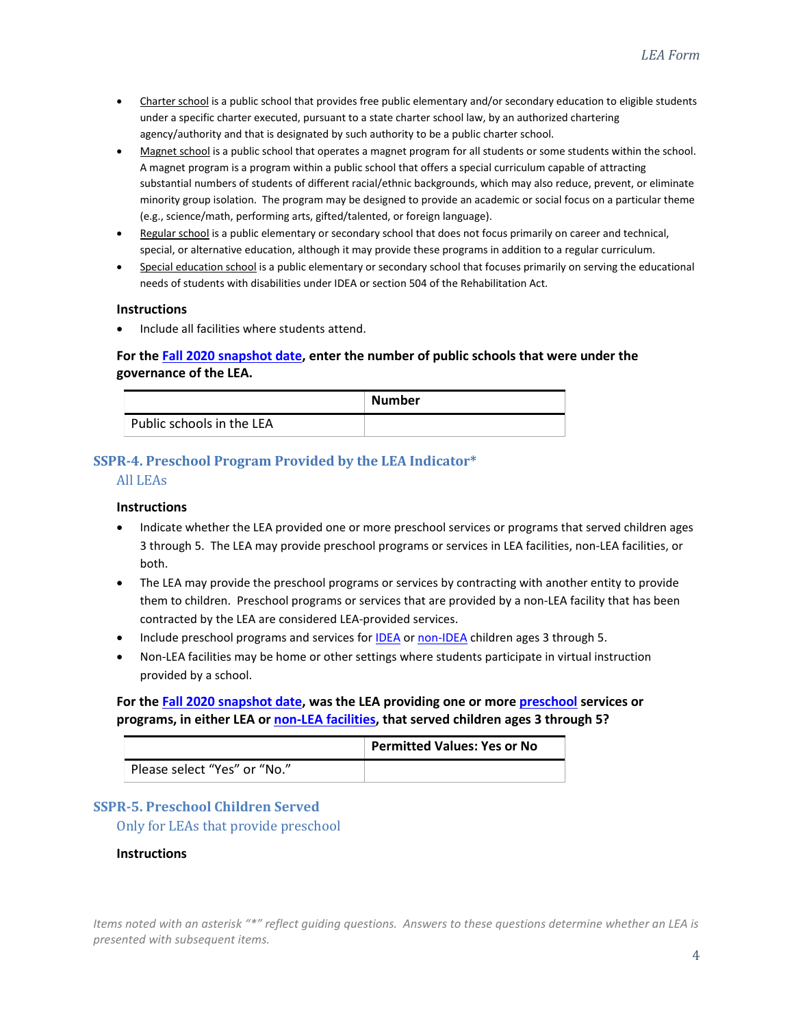- Charter school is a public school that provides free public elementary and/or secondary education to eligible students under a specific charter executed, pursuant to a state charter school law, by an authorized chartering agency/authority and that is designated by such authority to be a public charter school.
- Magnet school is a public school that operates a magnet program for all students or some students within the school. A magnet program is a program within a public school that offers a special curriculum capable of attracting substantial numbers of students of different racial/ethnic backgrounds, which may also reduce, prevent, or eliminate minority group isolation. The program may be designed to provide an academic or social focus on a particular theme (e.g., science/math, performing arts, gifted/talented, or foreign language).
- Regular school is a public elementary or secondary school that does not focus primarily on career and technical, special, or alternative education, although it may provide these programs in addition to a regular curriculum.
- Special education school is a public elementary or secondary school that focuses primarily on serving the educational needs of students with disabilities under IDEA or section 504 of the Rehabilitation Act.

**Instructions**

- Include all facilities where students attend.

**For the Fall 2020 snapshot date, enter the number of public schools that were under the governance of the LEA.**

| | Number |
|---|---|
| Public schools in the LEA | |

## SSPR-4. Preschool Program Provided by the LEA Indicator*

All LEAs

**Instructions**

- Indicate whether the LEA provided one or more preschool services or programs that served children ages 3 through 5. The LEA may provide preschool programs or services in LEA facilities, non-LEA facilities, or both.
- The LEA may provide the preschool programs or services by contracting with another entity to provide them to children. Preschool programs or services that are provided by a non-LEA facility that has been contracted by the LEA are considered LEA-provided services.
- Include preschool programs and services for IDEA or non-IDEA children ages 3 through 5.
- Non-LEA facilities may be home or other settings where students participate in virtual instruction provided by a school.

**For the Fall 2020 snapshot date, was the LEA providing one or more preschool services or programs, in either LEA or non-LEA facilities, that served children ages 3 through 5?**

| | Permitted Values: Yes or No |
|---|---|
| Please select "Yes" or "No." | |

## SSPR-5. Preschool Children Served

Only for LEAs that provide preschool

**Instructions**

*Items noted with an asterisk "*" reflect guiding questions. Answers to these questions determine whether an LEA is presented with subsequent items.*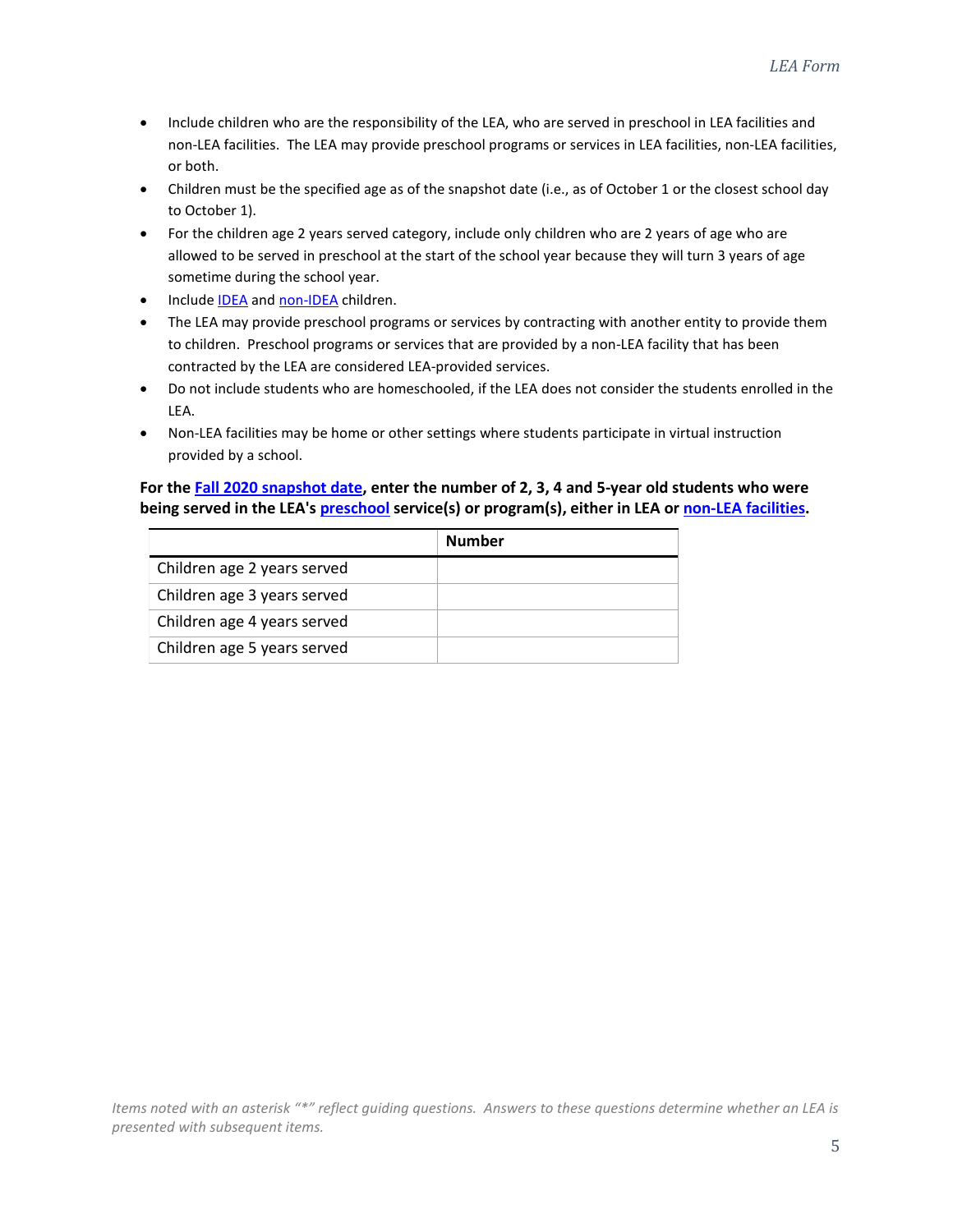- Include children who are the responsibility of the LEA, who are served in preschool in LEA facilities and non-LEA facilities. The LEA may provide preschool programs or services in LEA facilities, non-LEA facilities, or both.
- Children must be the specified age as of the snapshot date (i.e., as of October 1 or the closest school day to October 1).
- For the children age 2 years served category, include only children who are 2 years of age who are allowed to be served in preschool at the start of the school year because they will turn 3 years of age sometime during the school year.
- Include IDEA and non-IDEA children.
- The LEA may provide preschool programs or services by contracting with another entity to provide them to children. Preschool programs or services that are provided by a non-LEA facility that has been contracted by the LEA are considered LEA-provided services.
- Do not include students who are homeschooled, if the LEA does not consider the students enrolled in the LEA.
- Non-LEA facilities may be home or other settings where students participate in virtual instruction provided by a school.

**For the Fall 2020 snapshot date, enter the number of 2, 3, 4 and 5-year old students who were being served in the LEA's preschool service(s) or program(s), either in LEA or non-LEA facilities.**

| | Number |
|---|---|
| Children age 2 years served | |
| Children age 3 years served | |
| Children age 4 years served | |
| Children age 5 years served | |

*Items noted with an asterisk "*" reflect guiding questions. Answers to these questions determine whether an LEA is presented with subsequent items.*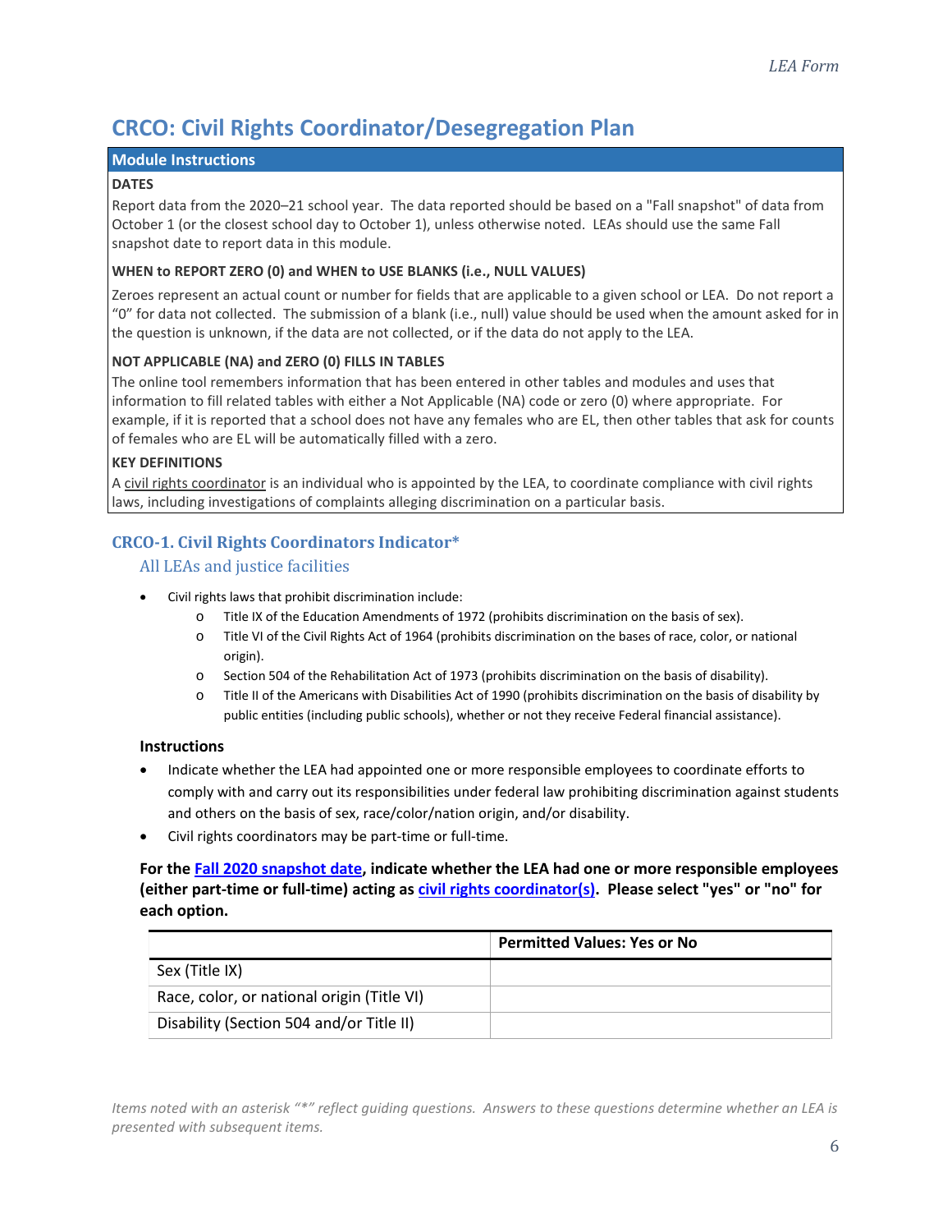# CRCO: Civil Rights Coordinator/Desegregation Plan

## Module Instructions

**DATES**

Report data from the 2020–21 school year. The data reported should be based on a "Fall snapshot" of data from October 1 (or the closest school day to October 1), unless otherwise noted. LEAs should use the same Fall snapshot date to report data in this module.

**WHEN to REPORT ZERO (0) and WHEN to USE BLANKS (i.e., NULL VALUES)**

Zeroes represent an actual count or number for fields that are applicable to a given school or LEA. Do not report a "0" for data not collected. The submission of a blank (i.e., null) value should be used when the amount asked for in the question is unknown, if the data are not collected, or if the data do not apply to the LEA.

**NOT APPLICABLE (NA) and ZERO (0) FILLS IN TABLES**

The online tool remembers information that has been entered in other tables and modules and uses that information to fill related tables with either a Not Applicable (NA) code or zero (0) where appropriate. For example, if it is reported that a school does not have any females who are EL, then other tables that ask for counts of females who are EL will be automatically filled with a zero.

**KEY DEFINITIONS**

A civil rights coordinator is an individual who is appointed by the LEA, to coordinate compliance with civil rights laws, including investigations of complaints alleging discrimination on a particular basis.

### CRCO-1. Civil Rights Coordinators Indicator*

All LEAs and justice facilities

- Civil rights laws that prohibit discrimination include:
  - Title IX of the Education Amendments of 1972 (prohibits discrimination on the basis of sex).
  - Title VI of the Civil Rights Act of 1964 (prohibits discrimination on the bases of race, color, or national origin).
  - Section 504 of the Rehabilitation Act of 1973 (prohibits discrimination on the basis of disability).
  - Title II of the Americans with Disabilities Act of 1990 (prohibits discrimination on the basis of disability by public entities (including public schools), whether or not they receive Federal financial assistance).

**Instructions**

- Indicate whether the LEA had appointed one or more responsible employees to coordinate efforts to comply with and carry out its responsibilities under federal law prohibiting discrimination against students and others on the basis of sex, race/color/nation origin, and/or disability.
- Civil rights coordinators may be part-time or full-time.

**For the Fall 2020 snapshot date, indicate whether the LEA had one or more responsible employees (either part-time or full-time) acting as civil rights coordinator(s). Please select "yes" or "no" for each option.**

| | Permitted Values: Yes or No |
|---|---|
| Sex (Title IX) | |
| Race, color, or national origin (Title VI) | |
| Disability (Section 504 and/or Title II) | |

*Items noted with an asterisk "*" reflect guiding questions. Answers to these questions determine whether an LEA is presented with subsequent items.*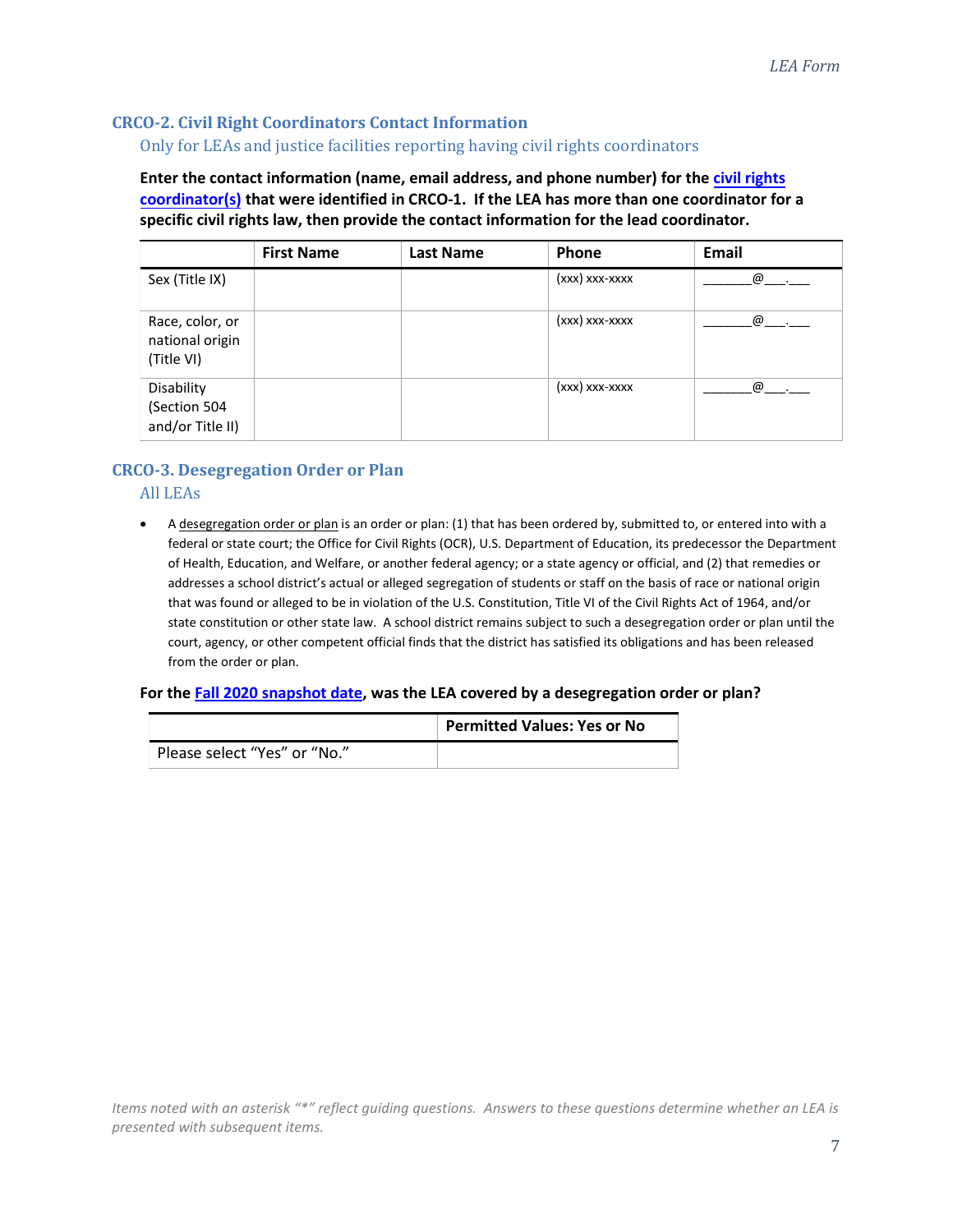## CRCO-2. Civil Right Coordinators Contact Information

### Only for LEAs and justice facilities reporting having civil rights coordinators

**Enter the contact information (name, email address, and phone number) for the civil rights coordinator(s) that were identified in CRCO-1. If the LEA has more than one coordinator for a specific civil rights law, then provide the contact information for the lead coordinator.**

| | First Name | Last Name | Phone | Email |
|---|---|---|---|---|
| Sex (Title IX) | | | (xxx) xxx-xxxx | ______@___.___ |
| Race, color, or national origin (Title VI) | | | (xxx) xxx-xxxx | ______@___.___ |
| Disability (Section 504 and/or Title II) | | | (xxx) xxx-xxxx | ______@___.___ |

## CRCO-3. Desegregation Order or Plan

### All LEAs

- A desegregation order or plan is an order or plan: (1) that has been ordered by, submitted to, or entered into with a federal or state court; the Office for Civil Rights (OCR), U.S. Department of Education, its predecessor the Department of Health, Education, and Welfare, or another federal agency; or a state agency or official, and (2) that remedies or addresses a school district's actual or alleged segregation of students or staff on the basis of race or national origin that was found or alleged to be in violation of the U.S. Constitution, Title VI of the Civil Rights Act of 1964, and/or state constitution or other state law. A school district remains subject to such a desegregation order or plan until the court, agency, or other competent official finds that the district has satisfied its obligations and has been released from the order or plan.

**For the Fall 2020 snapshot date, was the LEA covered by a desegregation order or plan?**

| | Permitted Values: Yes or No |
|---|---|
| Please select "Yes" or "No." | |

*Items noted with an asterisk "*" reflect guiding questions. Answers to these questions determine whether an LEA is presented with subsequent items.*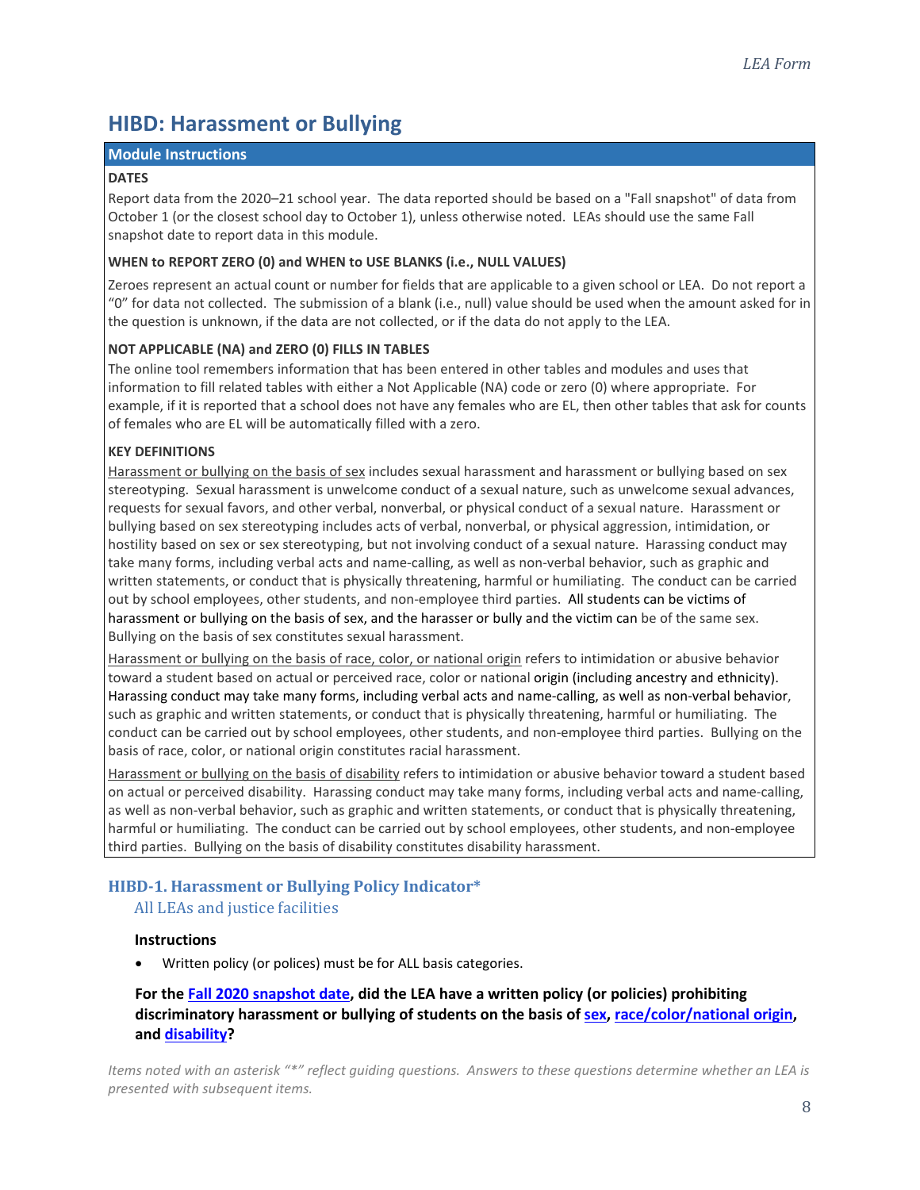# HIBD: Harassment or Bullying

## Module Instructions

**DATES**

Report data from the 2020–21 school year. The data reported should be based on a "Fall snapshot" of data from October 1 (or the closest school day to October 1), unless otherwise noted. LEAs should use the same Fall snapshot date to report data in this module.

**WHEN to REPORT ZERO (0) and WHEN to USE BLANKS (i.e., NULL VALUES)**

Zeroes represent an actual count or number for fields that are applicable to a given school or LEA. Do not report a "0" for data not collected. The submission of a blank (i.e., null) value should be used when the amount asked for in the question is unknown, if the data are not collected, or if the data do not apply to the LEA.

**NOT APPLICABLE (NA) and ZERO (0) FILLS IN TABLES**

The online tool remembers information that has been entered in other tables and modules and uses that information to fill related tables with either a Not Applicable (NA) code or zero (0) where appropriate. For example, if it is reported that a school does not have any females who are EL, then other tables that ask for counts of females who are EL will be automatically filled with a zero.

**KEY DEFINITIONS**

Harassment or bullying on the basis of sex includes sexual harassment and harassment or bullying based on sex stereotyping. Sexual harassment is unwelcome conduct of a sexual nature, such as unwelcome sexual advances, requests for sexual favors, and other verbal, nonverbal, or physical conduct of a sexual nature. Harassment or bullying based on sex stereotyping includes acts of verbal, nonverbal, or physical aggression, intimidation, or hostility based on sex or sex stereotyping, but not involving conduct of a sexual nature. Harassing conduct may take many forms, including verbal acts and name-calling, as well as non-verbal behavior, such as graphic and written statements, or conduct that is physically threatening, harmful or humiliating. The conduct can be carried out by school employees, other students, and non-employee third parties. All students can be victims of harassment or bullying on the basis of sex, and the harasser or bully and the victim can be of the same sex. Bullying on the basis of sex constitutes sexual harassment.

Harassment or bullying on the basis of race, color, or national origin refers to intimidation or abusive behavior toward a student based on actual or perceived race, color or national origin (including ancestry and ethnicity). Harassing conduct may take many forms, including verbal acts and name-calling, as well as non-verbal behavior, such as graphic and written statements, or conduct that is physically threatening, harmful or humiliating. The conduct can be carried out by school employees, other students, and non-employee third parties. Bullying on the basis of race, color, or national origin constitutes racial harassment.

Harassment or bullying on the basis of disability refers to intimidation or abusive behavior toward a student based on actual or perceived disability. Harassing conduct may take many forms, including verbal acts and name-calling, as well as non-verbal behavior, such as graphic and written statements, or conduct that is physically threatening, harmful or humiliating. The conduct can be carried out by school employees, other students, and non-employee third parties. Bullying on the basis of disability constitutes disability harassment.

### HIBD-1. Harassment or Bullying Policy Indicator*

All LEAs and justice facilities

**Instructions**

- Written policy (or polices) must be for ALL basis categories.

**For the Fall 2020 snapshot date, did the LEA have a written policy (or policies) prohibiting discriminatory harassment or bullying of students on the basis of sex, race/color/national origin, and disability?**

*Items noted with an asterisk "*" reflect guiding questions. Answers to these questions determine whether an LEA is presented with subsequent items.*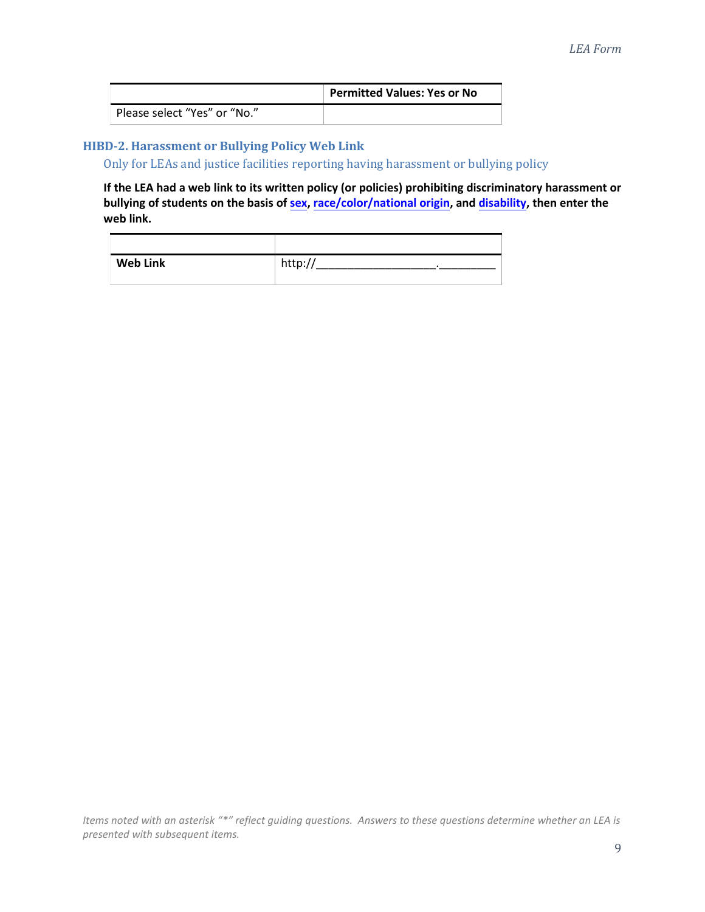| | Permitted Values: Yes or No |
|---|---|
| Please select “Yes” or “No.” | |

### HIBD-2. Harassment or Bullying Policy Web Link

Only for LEAs and justice facilities reporting having harassment or bullying policy

**If the LEA had a web link to its written policy (or policies) prohibiting discriminatory harassment or bullying of students on the basis of sex, race/color/national origin, and disability, then enter the web link.**

| | |
|---|---|
| **Web Link** | http://__________________.________ |

*Items noted with an asterisk “*” reflect guiding questions. Answers to these questions determine whether an LEA is presented with subsequent items.*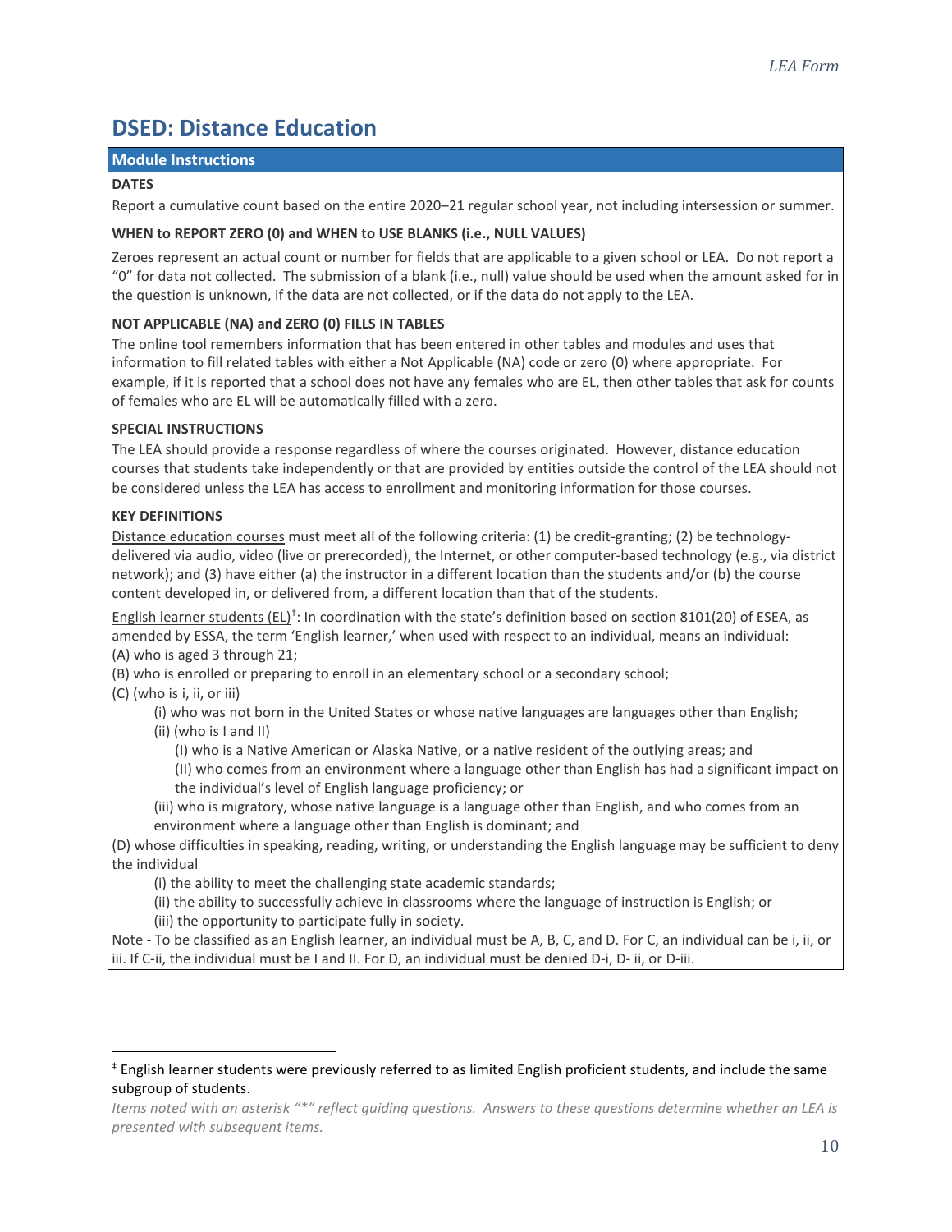## DSED: Distance Education

### Module Instructions

**DATES**

Report a cumulative count based on the entire 2020–21 regular school year, not including intersession or summer.

**WHEN to REPORT ZERO (0) and WHEN to USE BLANKS (i.e., NULL VALUES)**

Zeroes represent an actual count or number for fields that are applicable to a given school or LEA. Do not report a "0" for data not collected. The submission of a blank (i.e., null) value should be used when the amount asked for in the question is unknown, if the data are not collected, or if the data do not apply to the LEA.

**NOT APPLICABLE (NA) and ZERO (0) FILLS IN TABLES**

The online tool remembers information that has been entered in other tables and modules and uses that information to fill related tables with either a Not Applicable (NA) code or zero (0) where appropriate. For example, if it is reported that a school does not have any females who are EL, then other tables that ask for counts of females who are EL will be automatically filled with a zero.

**SPECIAL INSTRUCTIONS**

The LEA should provide a response regardless of where the courses originated. However, distance education courses that students take independently or that are provided by entities outside the control of the LEA should not be considered unless the LEA has access to enrollment and monitoring information for those courses.

**KEY DEFINITIONS**

<u>Distance education courses</u> must meet all of the following criteria: (1) be credit-granting; (2) be technology-delivered via audio, video (live or prerecorded), the Internet, or other computer-based technology (e.g., via district network); and (3) have either (a) the instructor in a different location than the students and/or (b) the course content developed in, or delivered from, a different location than that of the students.

<u>English learner students (EL)</u>[‡]: In coordination with the state's definition based on section 8101(20) of ESEA, as amended by ESSA, the term 'English learner,' when used with respect to an individual, means an individual:

(A) who is aged 3 through 21;

(B) who is enrolled or preparing to enroll in an elementary school or a secondary school;

(C) (who is i, ii, or iii)

- (i) who was not born in the United States or whose native languages are languages other than English;
- (ii) (who is I and II)
  - (I) who is a Native American or Alaska Native, or a native resident of the outlying areas; and
  - (II) who comes from an environment where a language other than English has had a significant impact on the individual's level of English language proficiency; or
- (iii) who is migratory, whose native language is a language other than English, and who comes from an environment where a language other than English is dominant; and

(D) whose difficulties in speaking, reading, writing, or understanding the English language may be sufficient to deny the individual

- (i) the ability to meet the challenging state academic standards;
- (ii) the ability to successfully achieve in classrooms where the language of instruction is English; or
- (iii) the opportunity to participate fully in society.

Note - To be classified as an English learner, an individual must be A, B, C, and D. For C, an individual can be i, ii, or iii. If C-ii, the individual must be I and II. For D, an individual must be denied D-i, D- ii, or D-iii.

---

[‡] English learner students were previously referred to as limited English proficient students, and include the same subgroup of students.

*Items noted with an asterisk "*" reflect guiding questions. Answers to these questions determine whether an LEA is presented with subsequent items.*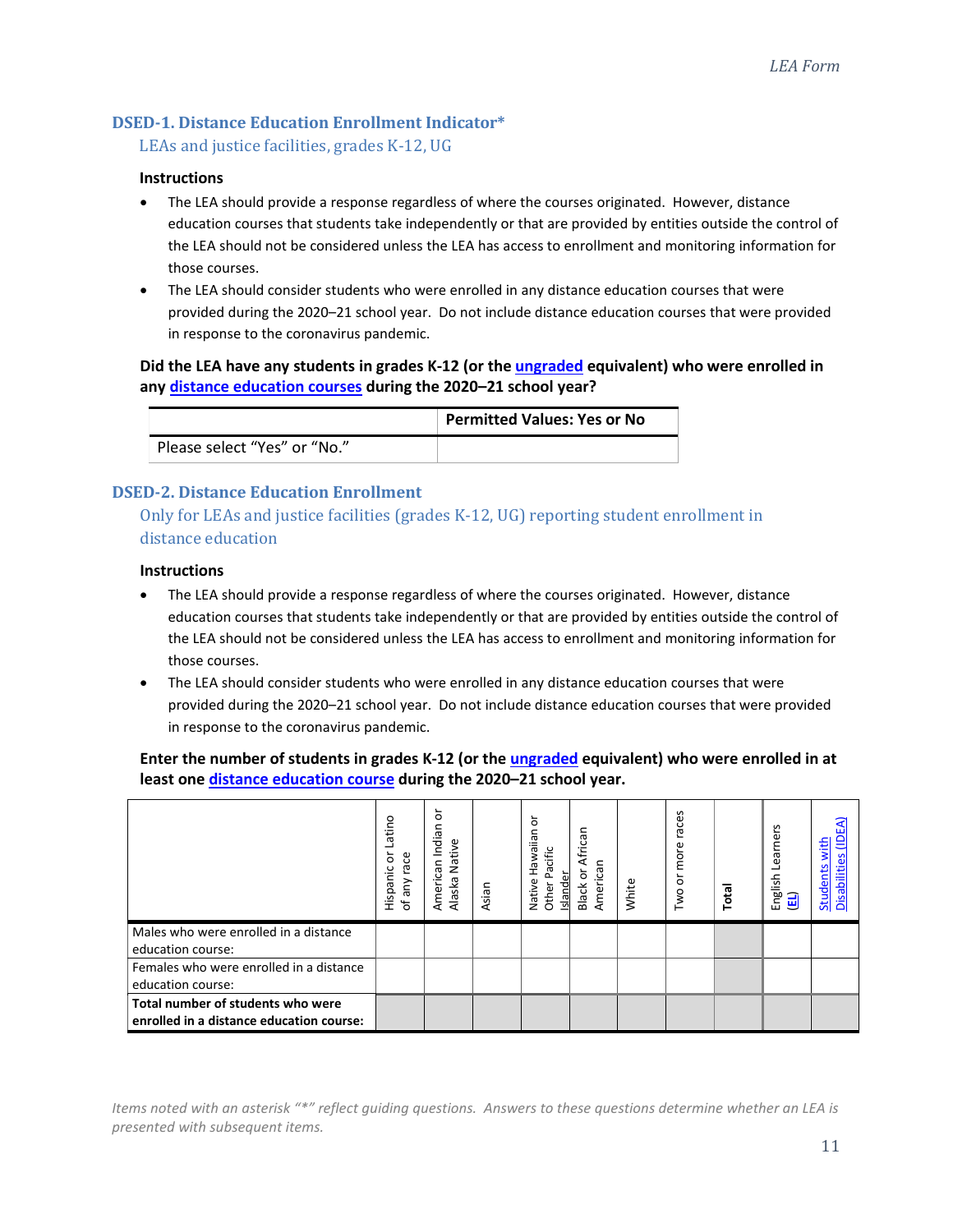## DSED-1. Distance Education Enrollment Indicator*

LEAs and justice facilities, grades K-12, UG

**Instructions**

- The LEA should provide a response regardless of where the courses originated. However, distance education courses that students take independently or that are provided by entities outside the control of the LEA should not be considered unless the LEA has access to enrollment and monitoring information for those courses.
- The LEA should consider students who were enrolled in any distance education courses that were provided during the 2020–21 school year. Do not include distance education courses that were provided in response to the coronavirus pandemic.

**Did the LEA have any students in grades K-12 (or the ungraded equivalent) who were enrolled in any distance education courses during the 2020–21 school year?**

| | Permitted Values: Yes or No |
|---|---|
| Please select "Yes" or "No." | |

## DSED-2. Distance Education Enrollment

Only for LEAs and justice facilities (grades K-12, UG) reporting student enrollment in distance education

**Instructions**

- The LEA should provide a response regardless of where the courses originated. However, distance education courses that students take independently or that are provided by entities outside the control of the LEA should not be considered unless the LEA has access to enrollment and monitoring information for those courses.
- The LEA should consider students who were enrolled in any distance education courses that were provided during the 2020–21 school year. Do not include distance education courses that were provided in response to the coronavirus pandemic.

**Enter the number of students in grades K-12 (or the ungraded equivalent) who were enrolled in at least one distance education course during the 2020–21 school year.**

| | Hispanic or Latino of any race | American Indian or Alaska Native | Asian | Native Hawaiian or Other Pacific Islander | Black or African American | White | Two or more races | **Total** | English Learners (EL) | Students with Disabilities (IDEA) |
|---|---|---|---|---|---|---|---|---|---|---|
| Males who were enrolled in a distance education course: | | | | | | | | | | |
| Females who were enrolled in a distance education course: | | | | | | | | | | |
| **Total number of students who were enrolled in a distance education course:** | | | | | | | | | | |

*Items noted with an asterisk "*" reflect guiding questions. Answers to these questions determine whether an LEA is presented with subsequent items.*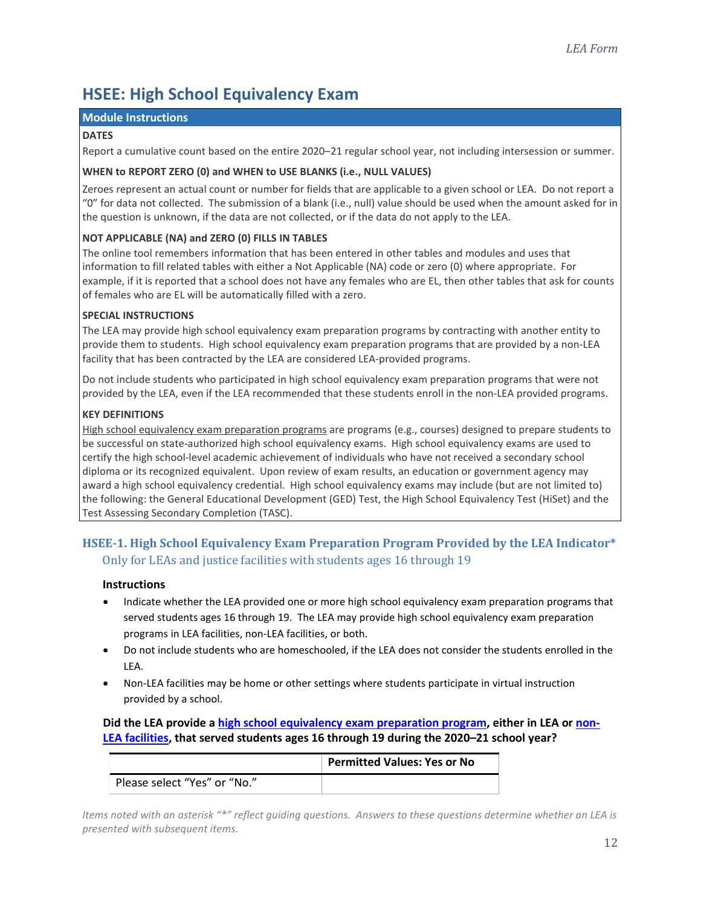# HSEE: High School Equivalency Exam

## Module Instructions

**DATES**

Report a cumulative count based on the entire 2020–21 regular school year, not including intersession or summer.

**WHEN to REPORT ZERO (0) and WHEN to USE BLANKS (i.e., NULL VALUES)**

Zeroes represent an actual count or number for fields that are applicable to a given school or LEA. Do not report a "0" for data not collected. The submission of a blank (i.e., null) value should be used when the amount asked for in the question is unknown, if the data are not collected, or if the data do not apply to the LEA.

**NOT APPLICABLE (NA) and ZERO (0) FILLS IN TABLES**

The online tool remembers information that has been entered in other tables and modules and uses that information to fill related tables with either a Not Applicable (NA) code or zero (0) where appropriate. For example, if it is reported that a school does not have any females who are EL, then other tables that ask for counts of females who are EL will be automatically filled with a zero.

**SPECIAL INSTRUCTIONS**

The LEA may provide high school equivalency exam preparation programs by contracting with another entity to provide them to students. High school equivalency exam preparation programs that are provided by a non-LEA facility that has been contracted by the LEA are considered LEA-provided programs.

Do not include students who participated in high school equivalency exam preparation programs that were not provided by the LEA, even if the LEA recommended that these students enroll in the non-LEA provided programs.

**KEY DEFINITIONS**

High school equivalency exam preparation programs are programs (e.g., courses) designed to prepare students to be successful on state-authorized high school equivalency exams. High school equivalency exams are used to certify the high school-level academic achievement of individuals who have not received a secondary school diploma or its recognized equivalent. Upon review of exam results, an education or government agency may award a high school equivalency credential. High school equivalency exams may include (but are not limited to) the following: the General Educational Development (GED) Test, the High School Equivalency Test (HiSet) and the Test Assessing Secondary Completion (TASC).

### HSEE-1. High School Equivalency Exam Preparation Program Provided by the LEA Indicator*

Only for LEAs and justice facilities with students ages 16 through 19

**Instructions**

- Indicate whether the LEA provided one or more high school equivalency exam preparation programs that served students ages 16 through 19. The LEA may provide high school equivalency exam preparation programs in LEA facilities, non-LEA facilities, or both.
- Do not include students who are homeschooled, if the LEA does not consider the students enrolled in the LEA.
- Non-LEA facilities may be home or other settings where students participate in virtual instruction provided by a school.

**Did the LEA provide a high school equivalency exam preparation program, either in LEA or non-LEA facilities, that served students ages 16 through 19 during the 2020–21 school year?**

| | Permitted Values: Yes or No |
|---|---|
| Please select "Yes" or "No." | |

*Items noted with an asterisk "*" reflect guiding questions. Answers to these questions determine whether an LEA is presented with subsequent items.*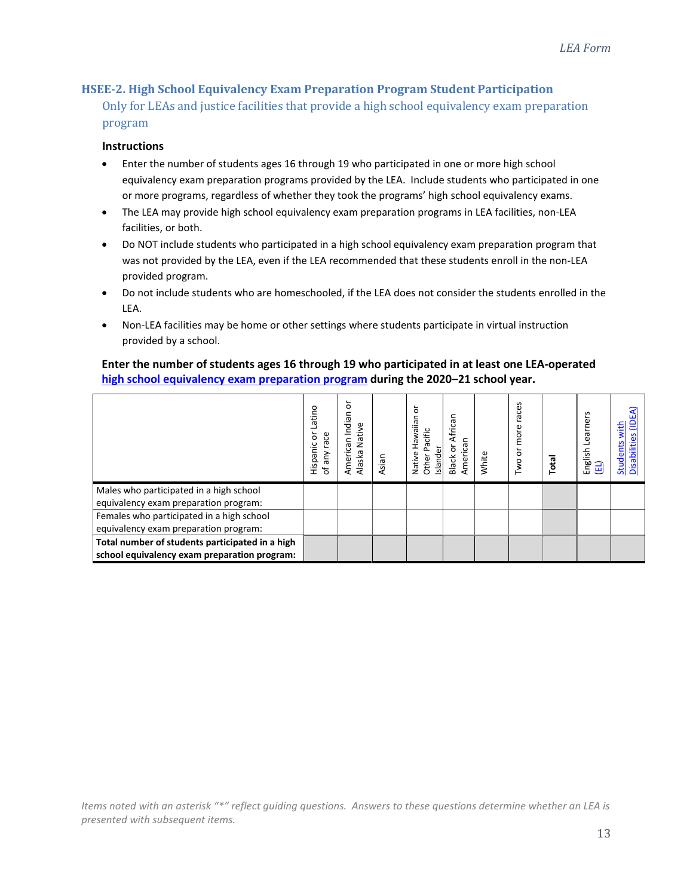### HSEE-2. High School Equivalency Exam Preparation Program Student Participation

Only for LEAs and justice facilities that provide a high school equivalency exam preparation program

**Instructions**

- Enter the number of students ages 16 through 19 who participated in one or more high school equivalency exam preparation programs provided by the LEA. Include students who participated in one or more programs, regardless of whether they took the programs' high school equivalency exams.
- The LEA may provide high school equivalency exam preparation programs in LEA facilities, non-LEA facilities, or both.
- Do NOT include students who participated in a high school equivalency exam preparation program that was not provided by the LEA, even if the LEA recommended that these students enroll in the non-LEA provided program.
- Do not include students who are homeschooled, if the LEA does not consider the students enrolled in the LEA.
- Non-LEA facilities may be home or other settings where students participate in virtual instruction provided by a school.

**Enter the number of students ages 16 through 19 who participated in at least one LEA-operated high school equivalency exam preparation program during the 2020–21 school year.**

| | Hispanic or Latino of any race | American Indian or Alaska Native | Asian | Native Hawaiian or Other Pacific Islander | Black or African American | White | Two or more races | **Total** | English Learners (EL) | Students with Disabilities (IDEA) |
|---|---|---|---|---|---|---|---|---|---|---|
| Males who participated in a high school equivalency exam preparation program: | | | | | | | | | | |
| Females who participated in a high school equivalency exam preparation program: | | | | | | | | | | |
| **Total number of students participated in a high school equivalency exam preparation program:** | | | | | | | | | | |

*Items noted with an asterisk "*" reflect guiding questions. Answers to these questions determine whether an LEA is presented with subsequent items.*